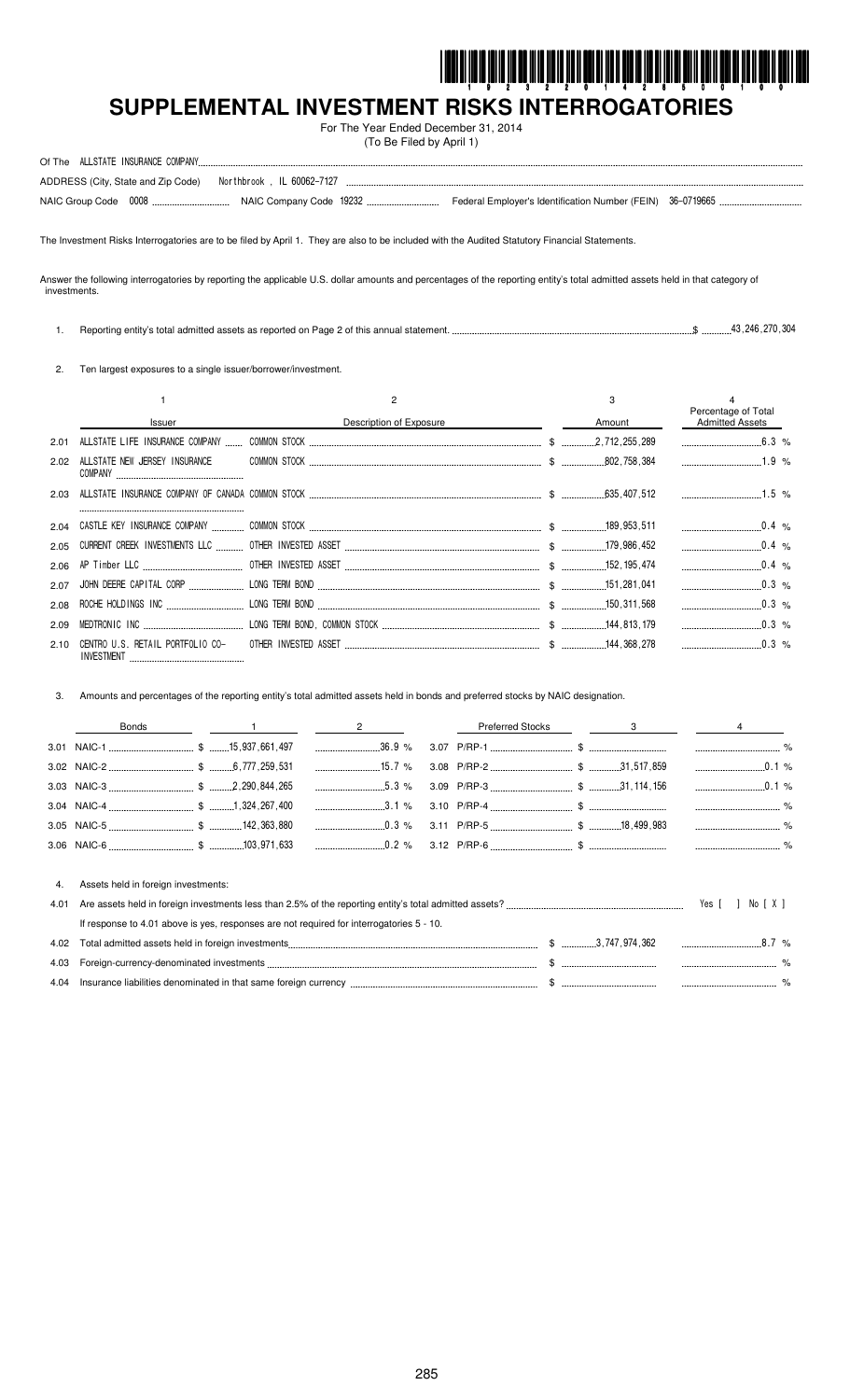# SUPPLEMENTAL INVESTMENT RISKS INTERROGATORIES

For The Year Ended December 31, 2014
(To Be Filed by April 1)

Of The ALLSTATE INSURANCE COMPANY

ADDRESS (City, State and Zip Code) Northbrook , IL 60062-7127

NAIC Group Code 0008 NAIC Company Code 19232 Federal Employer's Identification Number (FEIN) 36-0719665

The Investment Risks Interrogatories are to be filed by April 1. They are also to be included with the Audited Statutory Financial Statements.

Answer the following interrogatories by reporting the applicable U.S. dollar amounts and percentages of the reporting entity's total admitted assets held in that category of investments.

1. Reporting entity's total admitted assets as reported on Page 2 of this annual statement. $ 43,246,270,304

2. Ten largest exposures to a single issuer/borrower/investment.

| | 1<br>Issuer | 2<br>Description of Exposure | 3<br>Amount | 4<br>Percentage of Total Admitted Assets |
|---|---|---|---|---|
| 2.01 | ALLSTATE LIFE INSURANCE COMPANY | COMMON STOCK | $ 2,712,255,289 | 6.3 % |
| 2.02 | ALLSTATE NEW JERSEY INSURANCE COMPANY | COMMON STOCK | $ 802,758,384 | 1.9 % |
| 2.03 | ALLSTATE INSURANCE COMPANY OF CANADA | COMMON STOCK | $ 635,407,512 | 1.5 % |
| 2.04 | CASTLE KEY INSURANCE COMPANY | COMMON STOCK | $ 189,953,511 | 0.4 % |
| 2.05 | CURRENT CREEK INVESTMENTS LLC | OTHER INVESTED ASSET | $ 179,986,452 | 0.4 % |
| 2.06 | AP Timber LLC | OTHER INVESTED ASSET | $ 152,195,474 | 0.4 % |
| 2.07 | JOHN DEERE CAPITAL CORP | LONG TERM BOND | $ 151,281,041 | 0.3 % |
| 2.08 | ROCHE HOLDINGS INC | LONG TERM BOND | $ 150,311,568 | 0.3 % |
| 2.09 | MEDTRONIC INC | LONG TERM BOND, COMMON STOCK | $ 144,813,179 | 0.3 % |
| 2.10 | CENTRO U.S. RETAIL PORTFOLIO CO-INVESTMENT | OTHER INVESTED ASSET | $ 144,368,278 | 0.3 % |

3. Amounts and percentages of the reporting entity's total admitted assets held in bonds and preferred stocks by NAIC designation.

| Bonds | 1 | 2 | Preferred Stocks | 3 | 4 |
|---|---|---|---|---|---|
| 3.01 NAIC-1 | $ 15,937,661,497 | 36.9 % | 3.07 P/RP-1 | $ | % |
| 3.02 NAIC-2 | $ 6,777,259,531 | 15.7 % | 3.08 P/RP-2 | $ 31,517,859 | 0.1 % |
| 3.03 NAIC-3 | $ 2,290,844,265 | 5.3 % | 3.09 P/RP-3 | $ 31,114,156 | 0.1 % |
| 3.04 NAIC-4 | $ 1,324,267,400 | 3.1 % | 3.10 P/RP-4 | $ | % |
| 3.05 NAIC-5 | $ 142,363,880 | 0.3 % | 3.11 P/RP-5 | $ 18,499,983 | % |
| 3.06 NAIC-6 | $ 103,971,633 | 0.2 % | 3.12 P/RP-6 | $ | % |

4. Assets held in foreign investments:

4.01 Are assets held in foreign investments less than 2.5% of the reporting entity's total admitted assets? Yes [ ] No [ X ]

If response to 4.01 above is yes, responses are not required for interrogatories 5 - 10.

| | | | |
|---|---|---|---|
| 4.02 | Total admitted assets held in foreign investments | $ 3,747,974,362 | 8.7 % |
| 4.03 | Foreign-currency-denominated investments | $ | % |
| 4.04 | Insurance liabilities denominated in that same foreign currency | $ | % |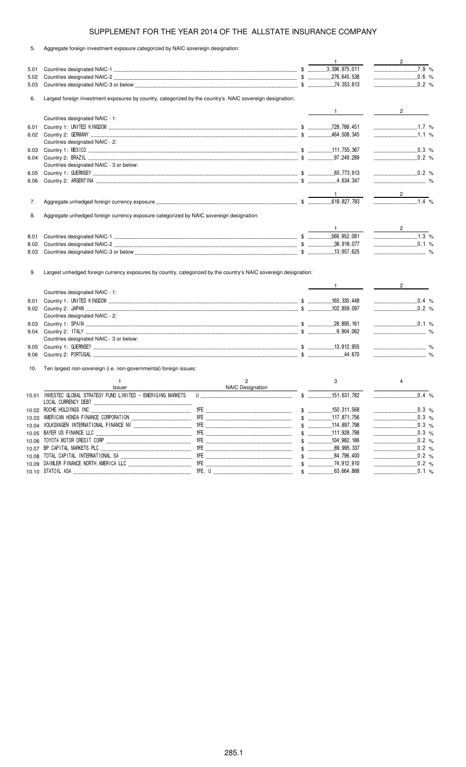# SUPPLEMENT FOR THE YEAR 2014 OF THE ALLSTATE INSURANCE COMPANY

5. Aggregate foreign investment exposure categorized by NAIC sovereign designation:

| | | 1 | 2 |
|---|---|---|---|
| 5.01 | Countries designated NAIC-1 | $ 3,396,975,011 | 7.9 % |
| 5.02 | Countries designated NAIC-2 | $ 276,645,538 | 0.6 % |
| 5.03 | Countries designated NAIC-3 or below | $ 74,353,813 | 0.2 % |

6. Largest foreign investment exposures by country, categorized by the country's NAIC sovereign designation:

| | | 1 | 2 |
|---|---|---|---|
| | Countries designated NAIC - 1: | | |
| 6.01 | Country 1: UNITED KINGDOM | $ 728,788,451 | 1.7 % |
| 6.02 | Country 2: GERMANY | $ 464,508,345 | 1.1 % |
| | Countries designated NAIC - 2: | | |
| 6.03 | Country 1: MEXICO | $ 111,755,367 | 0.3 % |
| 6.04 | Country 2: BRAZIL | $ 97,249,289 | 0.2 % |
| | Countries designated NAIC - 3 or below: | | |
| 6.05 | Country 1: GUERNSEY | $ 65,773,913 | 0.2 % |
| 6.06 | Country 2: ARGENTINA | $ 4,634,347 | % |

| | | 1 | 2 |
|---|---|---|---|
| 7. | Aggregate unhedged foreign currency exposure | $ 619,827,783 | 1.4 % |

8. Aggregate unhedged foreign currency exposure categorized by NAIC sovereign designation:

| | | 1 | 2 |
|---|---|---|---|
| 8.01 | Countries designated NAIC-1 | $ 566,952,081 | 1.3 % |
| 8.02 | Countries designated NAIC-2 | $ 38,918,077 | 0.1 % |
| 8.03 | Countries designated NAIC-3 or below | $ 13,957,625 | % |

9. Largest unhedged foreign currency exposures by country, categorized by the country's NAIC sovereign designation:

| | | 1 | 2 |
|---|---|---|---|
| | Countries designated NAIC - 1: | | |
| 9.01 | Country 1: UNITED KINGDOM | $ 165,335,448 | 0.4 % |
| 9.02 | Country 2: JAPAN | $ 102,859,097 | 0.2 % |
| | Countries designated NAIC - 2: | | |
| 9.03 | Country 1: SPAIN | $ 28,895,161 | 0.1 % |
| 9.04 | Country 2: ITALY | $ 9,904,062 | % |
| | Countries designated NAIC - 3 or below: | | |
| 9.05 | Country 1: GUERNSEY | $ 13,912,955 | % |
| 9.06 | Country 2: PORTUGAL | $ 44,670 | % |

10. Ten largest non-sovereign (i.e. non-governmental) foreign issues:

| | 1<br>Issuer | 2<br>NAIC Designation | 3 | 4 |
|---|---|---|---|---|
| 10.01 | INVESTEC GLOBAL STRATEGY FUND LIMITED - EMERIGING MARKETS LOCAL CURRENCY DEBT | U | $ 151,631,782 | 0.4 % |
| 10.02 | ROCHE HOLDINGS INC | 1FE | $ 150,311,568 | 0.3 % |
| 10.03 | AMERICAN HONDA FINANCE CORPORATION | 1FE | $ 117,871,756 | 0.3 % |
| 10.04 | VOLKSWAGEN INTERNATIONAL FINANCE NV | 1FE | $ 114,897,798 | 0.3 % |
| 10.05 | BAYER US FINANCE LLC | 1FE | $ 111,928,798 | 0.3 % |
| 10.06 | TOYOTA MOTOR CREDIT CORP | 1FE | $ 104,982,186 | 0.2 % |
| 10.07 | BP CAPITAL MARKETS PLC | 1FE | $ 89,995,337 | 0.2 % |
| 10.08 | TOTAL CAPITAL INTERNATIONAL SA | 1FE | $ 84,796,400 | 0.2 % |
| 10.09 | DAIMLER FINANCE NORTH AMERICA LLC | 1FE | $ 74,912,910 | 0.2 % |
| 10.10 | STATOIL ASA | 1FE, U | $ 63,664,888 | 0.1 % |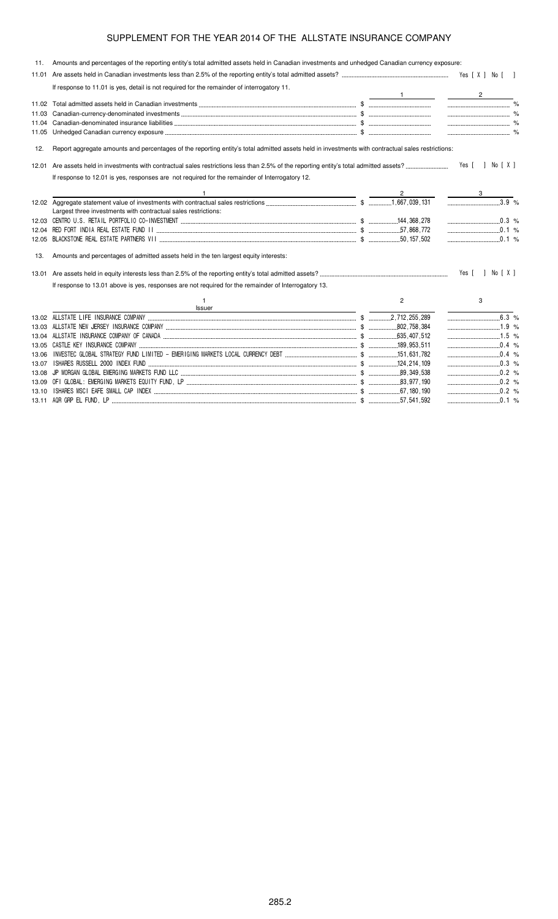# SUPPLEMENT FOR THE YEAR 2014 OF THE ALLSTATE INSURANCE COMPANY

11. Amounts and percentages of the reporting entity's total admitted assets held in Canadian investments and unhedged Canadian currency exposure:

11.01 Are assets held in Canadian investments less than 2.5% of the reporting entity's total admitted assets? Yes [ X ] No [ ]

If response to 11.01 is yes, detail is not required for the remainder of interrogatory 11.

| | | 1 | 2 |
|---|---|---|---|
| 11.02 | Total admitted assets held in Canadian investments | $ | % |
| 11.03 | Canadian-currency-denominated investments | $ | % |
| 11.04 | Canadian-denominated insurance liabilities | $ | % |
| 11.05 | Unhedged Canadian currency exposure | $ | % |

12. Report aggregate amounts and percentages of the reporting entity's total admitted assets held in investments with contractual sales restrictions:

12.01 Are assets held in investments with contractual sales restrictions less than 2.5% of the reporting entity's total admitted assets? Yes [ ] No [ X ]

If response to 12.01 is yes, responses are not required for the remainder of Interrogatory 12.

| | 1 | 2 | 3 |
|---|---|---|---|
| 12.02 | Aggregate statement value of investments with contractual sales restrictions | $ 1,667,039,131 | 3.9 % |
| | Largest three investments with contractual sales restrictions: | | |
| 12.03 | CENTRO U.S. RETAIL PORTFOLIO CO-INVESTMENT | $ 144,368,278 | 0.3 % |
| 12.04 | RED FORT INDIA REAL ESTATE FUND II | $ 57,868,772 | 0.1 % |
| 12.05 | BLACKSTONE REAL ESTATE PARTNERS VII | $ 50,157,502 | 0.1 % |

13. Amounts and percentages of admitted assets held in the ten largest equity interests:

13.01 Are assets held in equity interests less than 2.5% of the reporting entity's total admitted assets? Yes [ ] No [ X ]

If response to 13.01 above is yes, responses are not required for the remainder of Interrogatory 13.

| | 1<br>Issuer | 2 | 3 |
|---|---|---|---|
| 13.02 | ALLSTATE LIFE INSURANCE COMPANY | $ 2,712,255,289 | 6.3 % |
| 13.03 | ALLSTATE NEW JERSEY INSURANCE COMPANY | $ 802,758,384 | 1.9 % |
| 13.04 | ALLSTATE INSURANCE COMPANY OF CANADA | $ 635,407,512 | 1.5 % |
| 13.05 | CASTLE KEY INSURANCE COMPANY | $ 189,953,511 | 0.4 % |
| 13.06 | INVESTEC GLOBAL STRATEGY FUND LIMITED - EMERIGING MARKETS LOCAL CURRENCY DEBT | $ 151,631,782 | 0.4 % |
| 13.07 | ISHARES RUSSELL 2000 INDEX FUND | $ 124,214,109 | 0.3 % |
| 13.08 | JP MORGAN GLOBAL EMERGING MARKETS FUND LLC | $ 89,349,538 | 0.2 % |
| 13.09 | OFI GLOBAL: EMERGING MARKETS EQUITY FUND, LP | $ 83,977,190 | 0.2 % |
| 13.10 | ISHARES MSCI EAFE SMALL CAP INDEX | $ 67,180,190 | 0.2 % |
| 13.11 | AQR GRP EL FUND, LP | $ 57,541,592 | 0.1 % |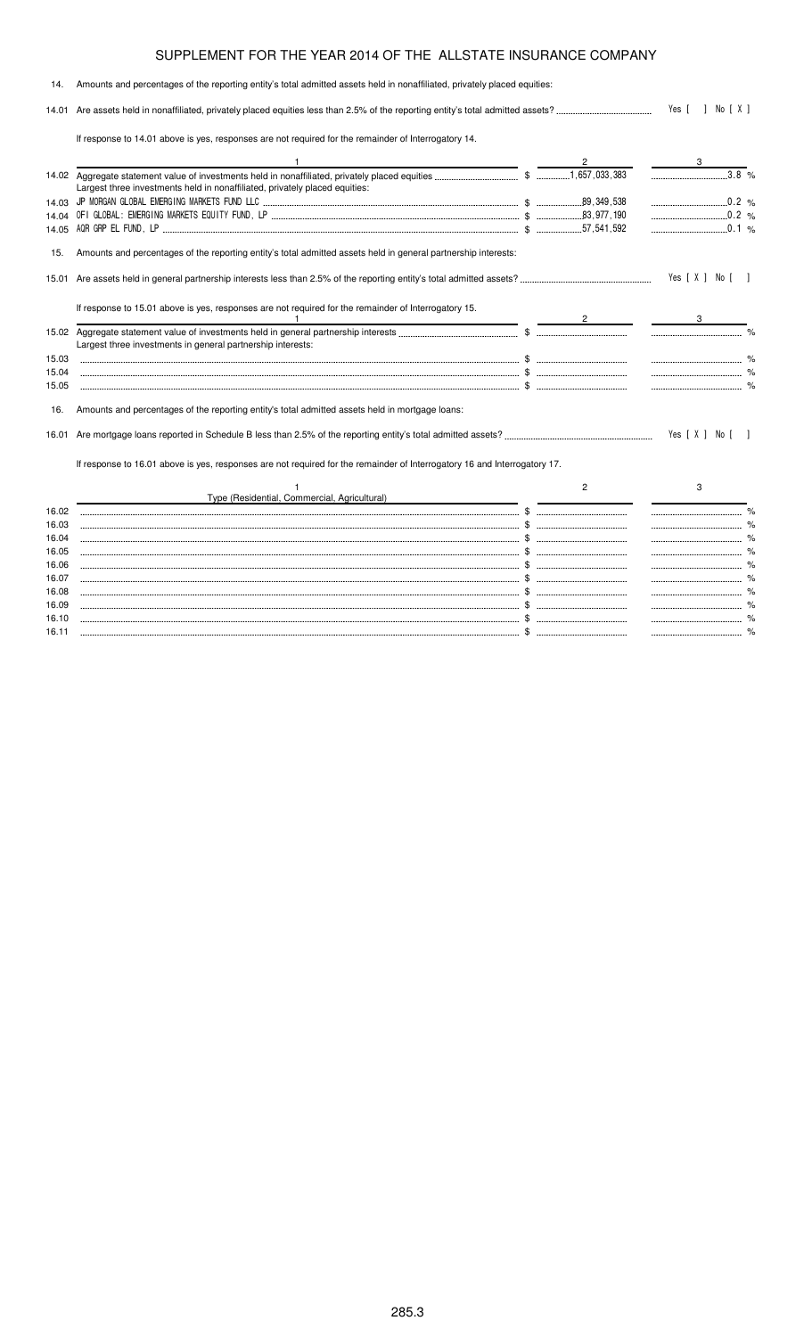## SUPPLEMENT FOR THE YEAR 2014 OF THE ALLSTATE INSURANCE COMPANY

14. Amounts and percentages of the reporting entity's total admitted assets held in nonaffiliated, privately placed equities:

14.01 Are assets held in nonaffiliated, privately placed equities less than 2.5% of the reporting entity's total admitted assets? Yes [ ] No [ X ]

If response to 14.01 above is yes, responses are not required for the remainder of Interrogatory 14.

| | 1 | 2 | 3 |
|---|---|---|---|
| 14.02 | Aggregate statement value of investments held in nonaffiliated, privately placed equities | $ 1,657,033,383 | 3.8 % |
| | Largest three investments held in nonaffiliated, privately placed equities: | | |
| 14.03 | JP MORGAN GLOBAL EMERGING MARKETS FUND LLC | $ 89,349,538 | 0.2 % |
| 14.04 | OFI GLOBAL: EMERGING MARKETS EQUITY FUND, LP | $ 83,977,190 | 0.2 % |
| 14.05 | AQR GRP EL FUND, LP | $ 57,541,592 | 0.1 % |

15. Amounts and percentages of the reporting entity's total admitted assets held in general partnership interests:

15.01 Are assets held in general partnership interests less than 2.5% of the reporting entity's total admitted assets? Yes [ X ] No [ ]

If response to 15.01 above is yes, responses are not required for the remainder of Interrogatory 15.

| | 1 | 2 | 3 |
|---|---|---|---|
| 15.02 | Aggregate statement value of investments held in general partnership interests | $ | % |
| | Largest three investments in general partnership interests: | | |
| 15.03 | | $ | % |
| 15.04 | | $ | % |
| 15.05 | | $ | % |

16. Amounts and percentages of the reporting entity's total admitted assets held in mortgage loans:

16.01 Are mortgage loans reported in Schedule B less than 2.5% of the reporting entity's total admitted assets? Yes [ X ] No [ ]

If response to 16.01 above is yes, responses are not required for the remainder of Interrogatory 16 and Interrogatory 17.

| | 1<br>Type (Residential, Commercial, Agricultural) | 2 | 3 |
|---|---|---|---|
| 16.02 | | $ | % |
| 16.03 | | $ | % |
| 16.04 | | $ | % |
| 16.05 | | $ | % |
| 16.06 | | $ | % |
| 16.07 | | $ | % |
| 16.08 | | $ | % |
| 16.09 | | $ | % |
| 16.10 | | $ | % |
| 16.11 | | $ | % |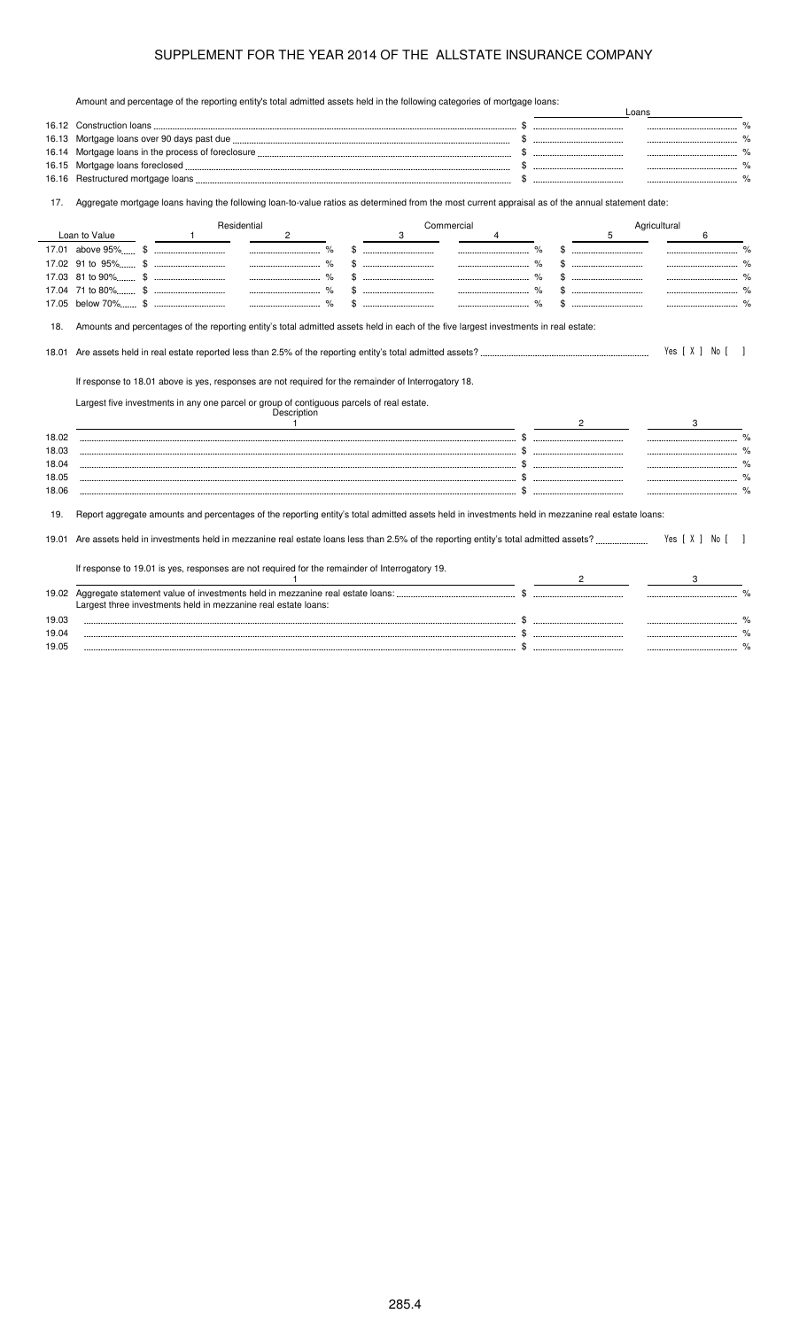# SUPPLEMENT FOR THE YEAR 2014 OF THE ALLSTATE INSURANCE COMPANY

Amount and percentage of the reporting entity's total admitted assets held in the following categories of mortgage loans:

| | | Loans | |
|---|---|---|---|
| 16.12 | Construction loans | $ | % |
| 16.13 | Mortgage loans over 90 days past due | $ | % |
| 16.14 | Mortgage loans in the process of foreclosure | $ | % |
| 16.15 | Mortgage loans foreclosed | $ | % |
| 16.16 | Restructured mortgage loans | $ | % |

17. Aggregate mortgage loans having the following loan-to-value ratios as determined from the most current appraisal as of the annual statement date:

| Loan to Value | Residential 1 | 2 | Commercial 3 | 4 | Agricultural 5 | 6 |
|---|---|---|---|---|---|---|
| 17.01 above 95% | $ | % | $ | % | $ | % |
| 17.02 91 to 95% | $ | % | $ | % | $ | % |
| 17.03 81 to 90% | $ | % | $ | % | $ | % |
| 17.04 71 to 80% | $ | % | $ | % | $ | % |
| 17.05 below 70% | $ | % | $ | % | $ | % |

18. Amounts and percentages of the reporting entity's total admitted assets held in each of the five largest investments in real estate:

18.01 Are assets held in real estate reported less than 2.5% of the reporting entity's total admitted assets? Yes [ X ] No [ ]

If response to 18.01 above is yes, responses are not required for the remainder of Interrogatory 18.

Largest five investments in any one parcel or group of contiguous parcels of real estate.

| | Description 1 | 2 | 3 |
|---|---|---|---|
| 18.02 | | $ | % |
| 18.03 | | $ | % |
| 18.04 | | $ | % |
| 18.05 | | $ | % |
| 18.06 | | $ | % |

19. Report aggregate amounts and percentages of the reporting entity's total admitted assets held in investments held in mezzanine real estate loans:

19.01 Are assets held in investments held in mezzanine real estate loans less than 2.5% of the reporting entity's total admitted assets? Yes [ X ] No [ ]

If response to 19.01 is yes, responses are not required for the remainder of Interrogatory 19.

| | 1 | 2 | 3 |
|---|---|---|---|
| 19.02 | Aggregate statement value of investments held in mezzanine real estate loans: | $ | % |
| | Largest three investments held in mezzanine real estate loans: | | |
| 19.03 | | $ | % |
| 19.04 | | $ | % |
| 19.05 | | $ | % |